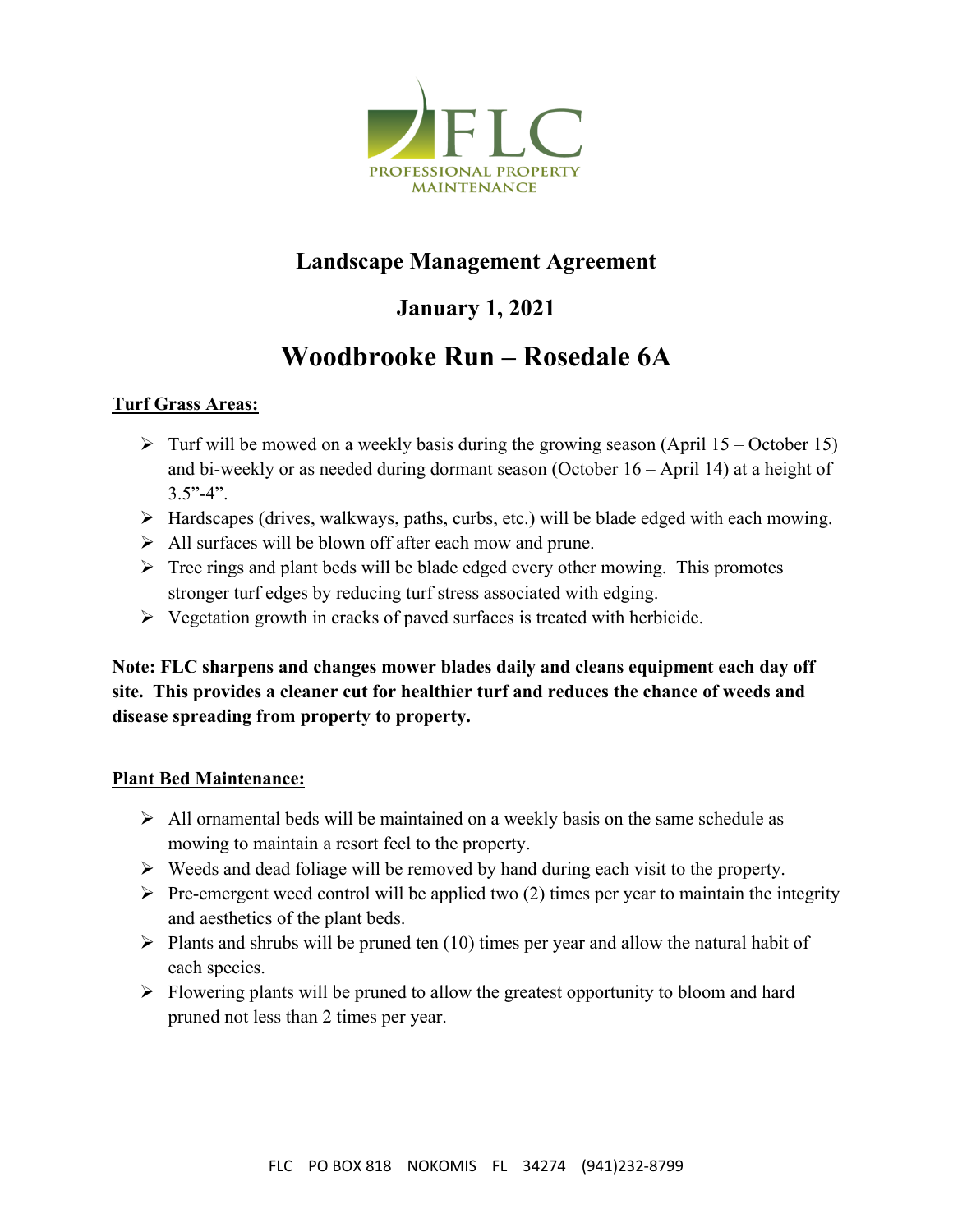FLC

PROFESSIONAL PROPERTY MAINTENANCE

# Landscape Management Agreement

## January 1, 2021

# Woodbrooke Run – Rosedale 6A

**Turf Grass Areas:**

- Turf will be mowed on a weekly basis during the growing season (April 15 – October 15) and bi-weekly or as needed during dormant season (October 16 – April 14) at a height of 3.5"-4".
- Hardscapes (drives, walkways, paths, curbs, etc.) will be blade edged with each mowing.
- All surfaces will be blown off after each mow and prune.
- Tree rings and plant beds will be blade edged every other mowing. This promotes stronger turf edges by reducing turf stress associated with edging.
- Vegetation growth in cracks of paved surfaces is treated with herbicide.

**Note: FLC sharpens and changes mower blades daily and cleans equipment each day off site. This provides a cleaner cut for healthier turf and reduces the chance of weeds and disease spreading from property to property.**

**Plant Bed Maintenance:**

- All ornamental beds will be maintained on a weekly basis on the same schedule as mowing to maintain a resort feel to the property.
- Weeds and dead foliage will be removed by hand during each visit to the property.
- Pre-emergent weed control will be applied two (2) times per year to maintain the integrity and aesthetics of the plant beds.
- Plants and shrubs will be pruned ten (10) times per year and allow the natural habit of each species.
- Flowering plants will be pruned to allow the greatest opportunity to bloom and hard pruned not less than 2 times per year.

FLC PO BOX 818 NOKOMIS FL 34274 (941)232-8799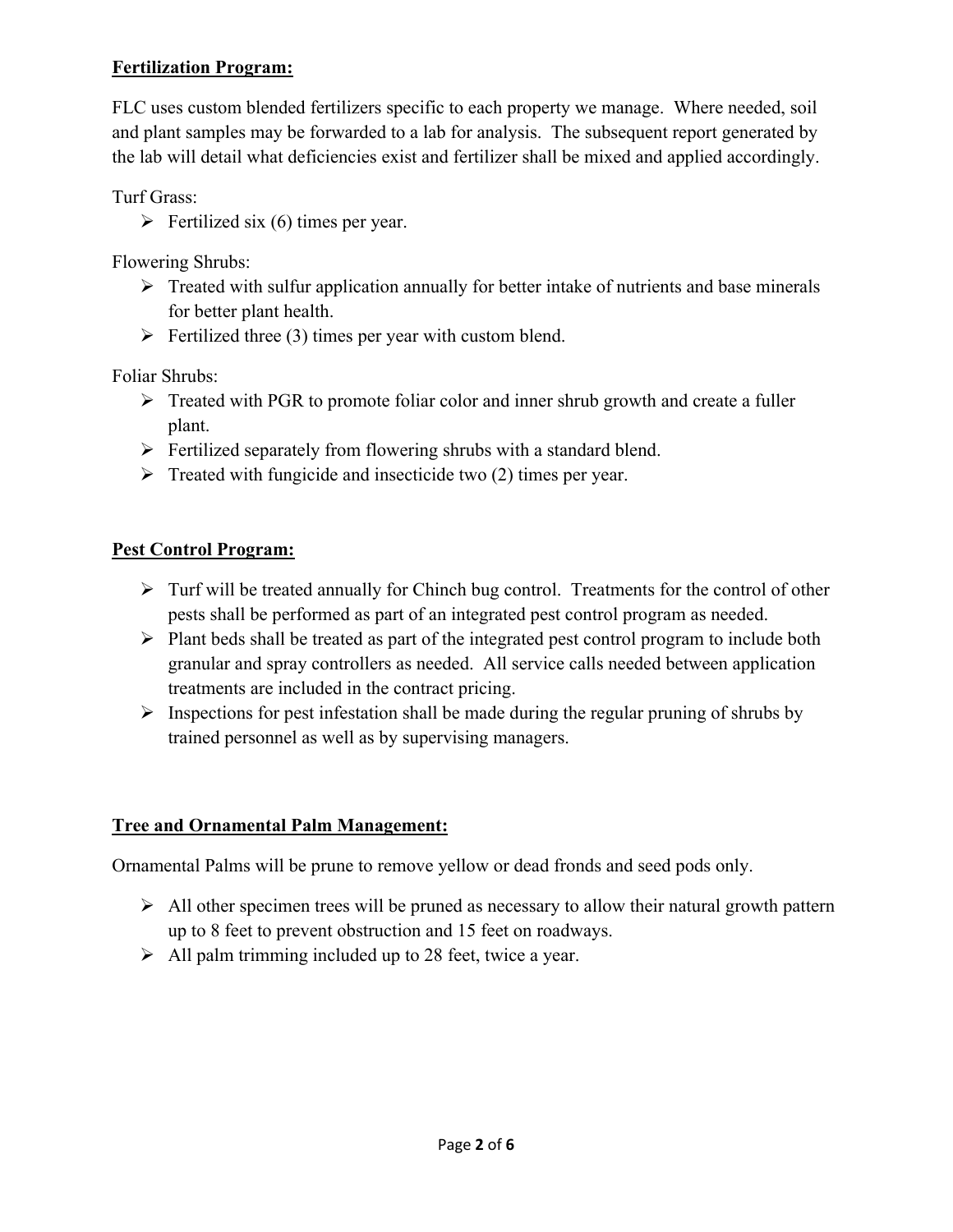**Fertilization Program:**

FLC uses custom blended fertilizers specific to each property we manage. Where needed, soil and plant samples may be forwarded to a lab for analysis. The subsequent report generated by the lab will detail what deficiencies exist and fertilizer shall be mixed and applied accordingly.

Turf Grass:

- Fertilized six (6) times per year.

Flowering Shrubs:

- Treated with sulfur application annually for better intake of nutrients and base minerals for better plant health.
- Fertilized three (3) times per year with custom blend.

Foliar Shrubs:

- Treated with PGR to promote foliar color and inner shrub growth and create a fuller plant.
- Fertilized separately from flowering shrubs with a standard blend.
- Treated with fungicide and insecticide two (2) times per year.

**Pest Control Program:**

- Turf will be treated annually for Chinch bug control. Treatments for the control of other pests shall be performed as part of an integrated pest control program as needed.
- Plant beds shall be treated as part of the integrated pest control program to include both granular and spray controllers as needed. All service calls needed between application treatments are included in the contract pricing.
- Inspections for pest infestation shall be made during the regular pruning of shrubs by trained personnel as well as by supervising managers.

**Tree and Ornamental Palm Management:**

Ornamental Palms will be prune to remove yellow or dead fronds and seed pods only.

- All other specimen trees will be pruned as necessary to allow their natural growth pattern up to 8 feet to prevent obstruction and 15 feet on roadways.
- All palm trimming included up to 28 feet, twice a year.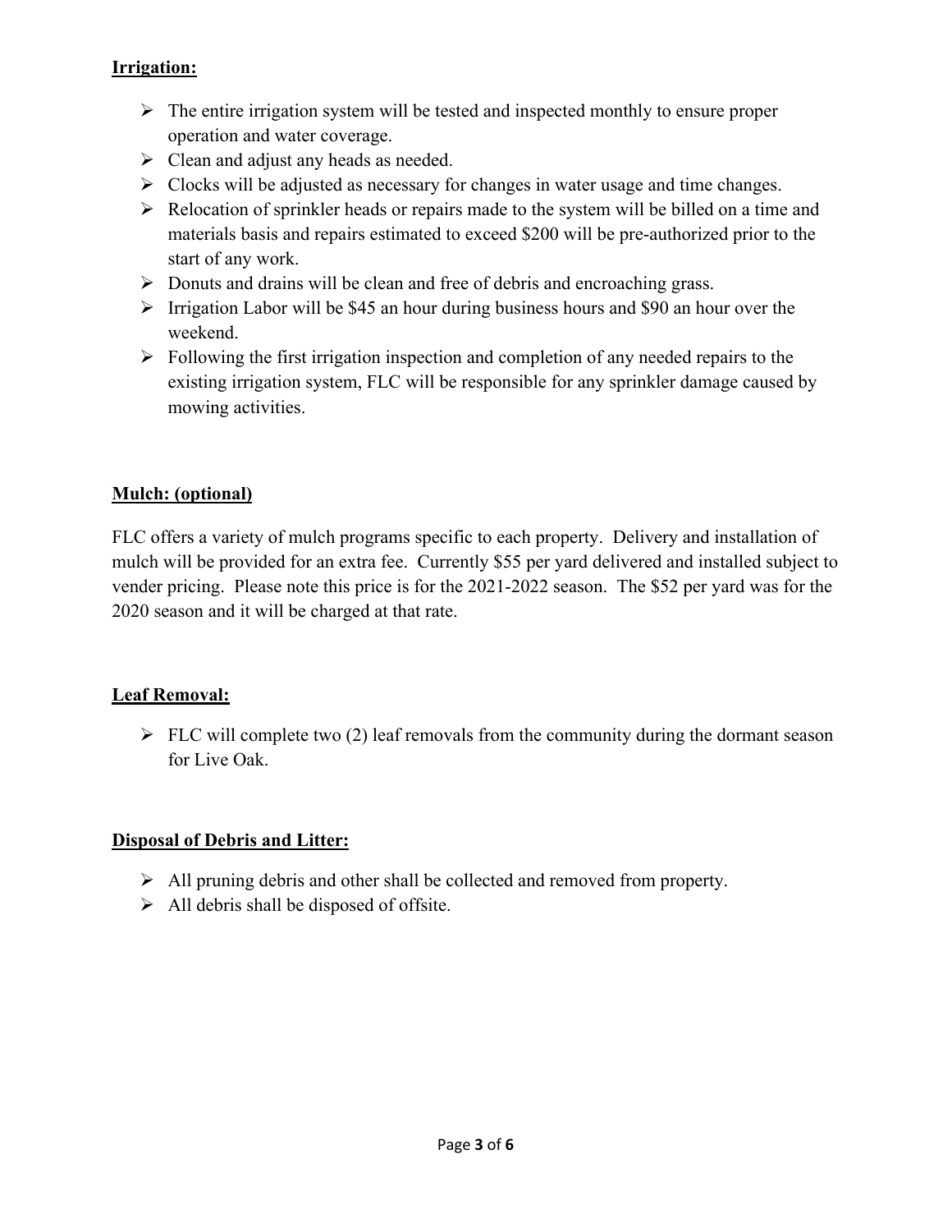**Irrigation:**

- The entire irrigation system will be tested and inspected monthly to ensure proper operation and water coverage.
- Clean and adjust any heads as needed.
- Clocks will be adjusted as necessary for changes in water usage and time changes.
- Relocation of sprinkler heads or repairs made to the system will be billed on a time and materials basis and repairs estimated to exceed $200 will be pre-authorized prior to the start of any work.
- Donuts and drains will be clean and free of debris and encroaching grass.
- Irrigation Labor will be $45 an hour during business hours and $90 an hour over the weekend.
- Following the first irrigation inspection and completion of any needed repairs to the existing irrigation system, FLC will be responsible for any sprinkler damage caused by mowing activities.

**Mulch: (optional)**

FLC offers a variety of mulch programs specific to each property. Delivery and installation of mulch will be provided for an extra fee. Currently $55 per yard delivered and installed subject to vender pricing. Please note this price is for the 2021-2022 season. The $52 per yard was for the 2020 season and it will be charged at that rate.

**Leaf Removal:**

- FLC will complete two (2) leaf removals from the community during the dormant season for Live Oak.

**Disposal of Debris and Litter:**

- All pruning debris and other shall be collected and removed from property.
- All debris shall be disposed of offsite.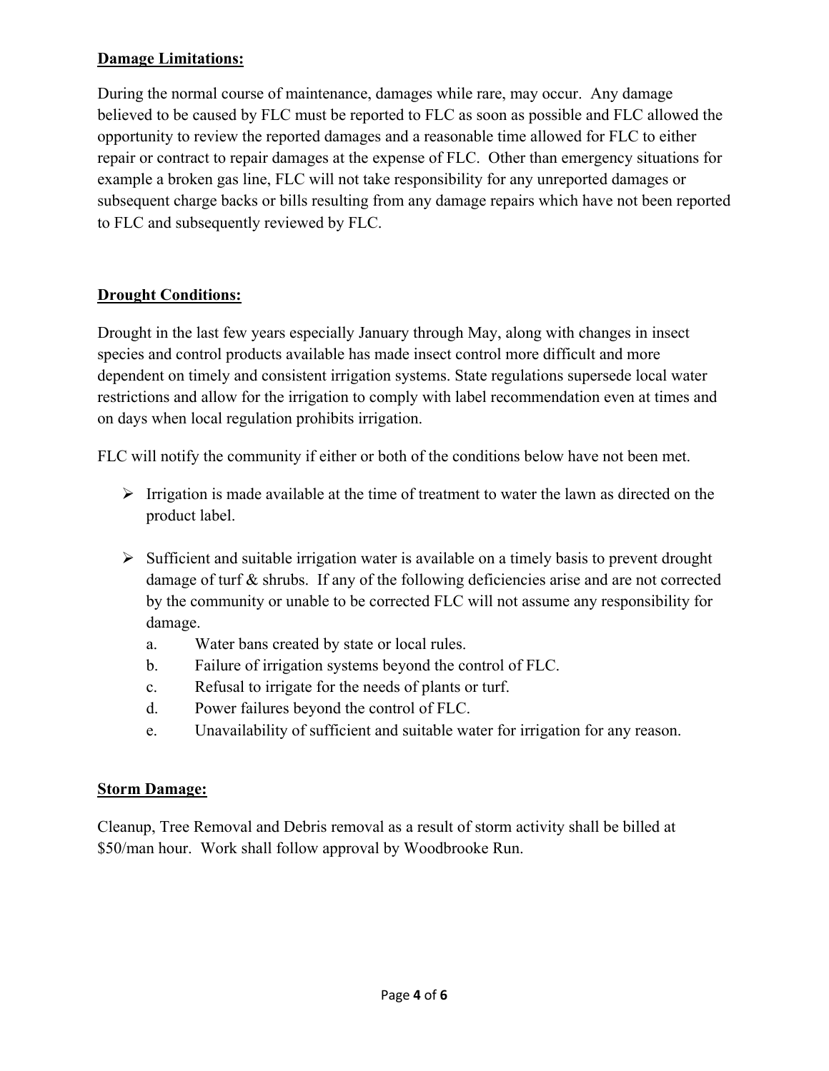**Damage Limitations:**

During the normal course of maintenance, damages while rare, may occur. Any damage believed to be caused by FLC must be reported to FLC as soon as possible and FLC allowed the opportunity to review the reported damages and a reasonable time allowed for FLC to either repair or contract to repair damages at the expense of FLC. Other than emergency situations for example a broken gas line, FLC will not take responsibility for any unreported damages or subsequent charge backs or bills resulting from any damage repairs which have not been reported to FLC and subsequently reviewed by FLC.

**Drought Conditions:**

Drought in the last few years especially January through May, along with changes in insect species and control products available has made insect control more difficult and more dependent on timely and consistent irrigation systems. State regulations supersede local water restrictions and allow for the irrigation to comply with label recommendation even at times and on days when local regulation prohibits irrigation.

FLC will notify the community if either or both of the conditions below have not been met.

- Irrigation is made available at the time of treatment to water the lawn as directed on the product label.
- Sufficient and suitable irrigation water is available on a timely basis to prevent drought damage of turf & shrubs. If any of the following deficiencies arise and are not corrected by the community or unable to be corrected FLC will not assume any responsibility for damage.
  - a. Water bans created by state or local rules.
  - b. Failure of irrigation systems beyond the control of FLC.
  - c. Refusal to irrigate for the needs of plants or turf.
  - d. Power failures beyond the control of FLC.
  - e. Unavailability of sufficient and suitable water for irrigation for any reason.

**Storm Damage:**

Cleanup, Tree Removal and Debris removal as a result of storm activity shall be billed at $50/man hour. Work shall follow approval by Woodbrooke Run.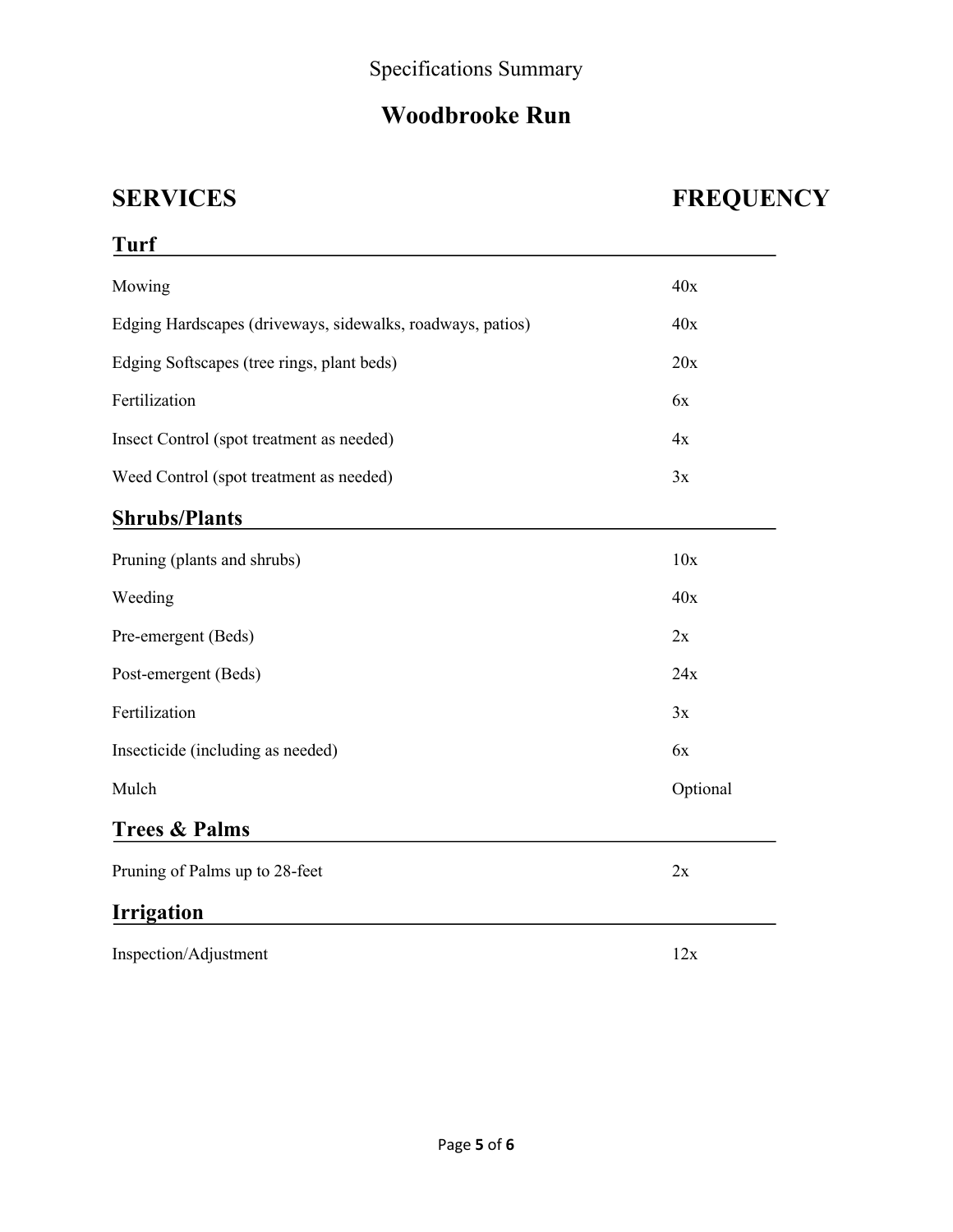Specifications Summary

# Woodbrooke Run

| SERVICES | FREQUENCY |
| --- | --- |
| **Turf** | |
| Mowing | 40x |
| Edging Hardscapes (driveways, sidewalks, roadways, patios) | 40x |
| Edging Softscapes (tree rings, plant beds) | 20x |
| Fertilization | 6x |
| Insect Control (spot treatment as needed) | 4x |
| Weed Control (spot treatment as needed) | 3x |
| **Shrubs/Plants** | |
| Pruning (plants and shrubs) | 10x |
| Weeding | 40x |
| Pre-emergent (Beds) | 2x |
| Post-emergent (Beds) | 24x |
| Fertilization | 3x |
| Insecticide (including as needed) | 6x |
| Mulch | Optional |
| **Trees & Palms** | |
| Pruning of Palms up to 28-feet | 2x |
| **Irrigation** | |
| Inspection/Adjustment | 12x |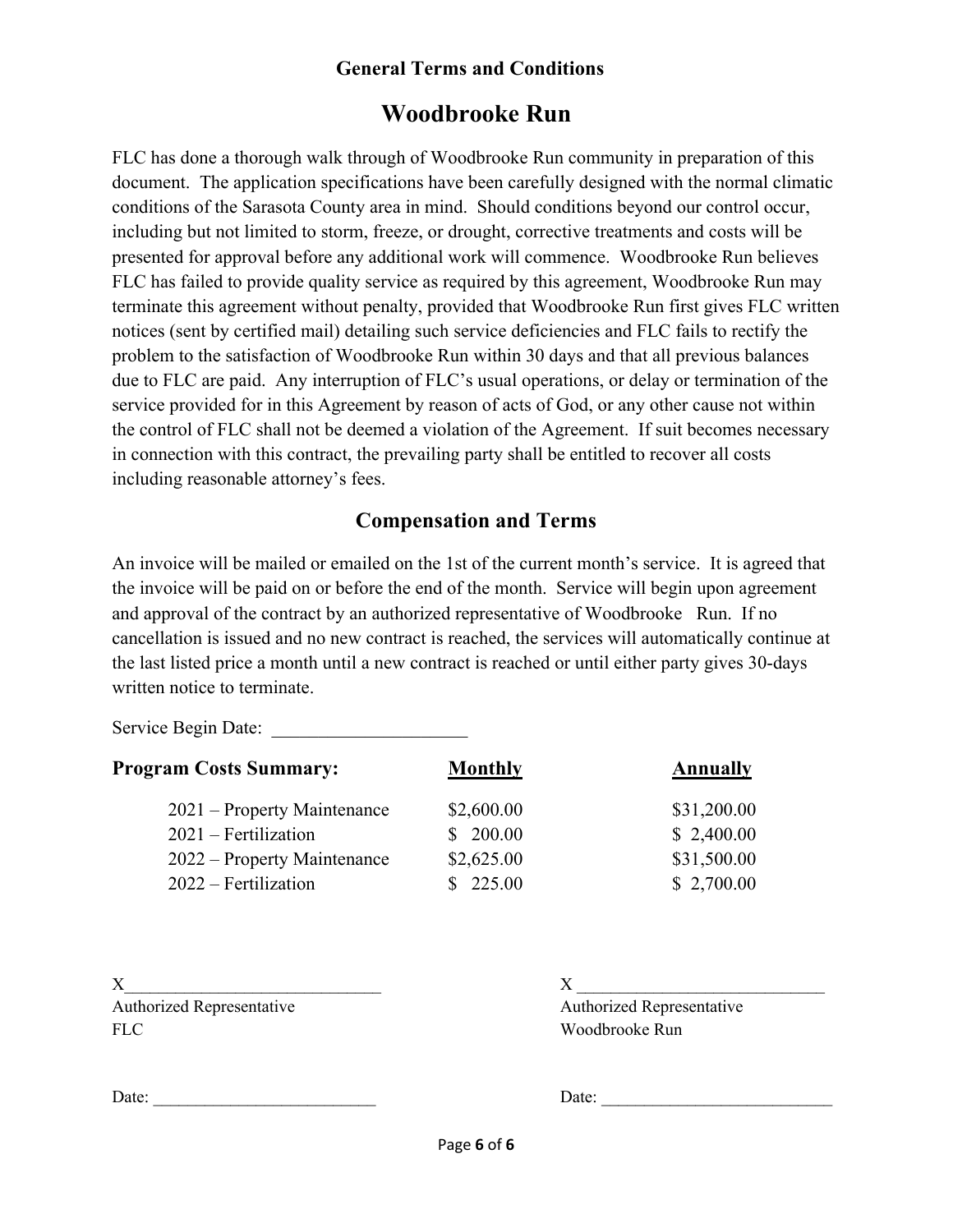### General Terms and Conditions

## Woodbrooke Run

FLC has done a thorough walk through of Woodbrooke Run community in preparation of this document. The application specifications have been carefully designed with the normal climatic conditions of the Sarasota County area in mind. Should conditions beyond our control occur, including but not limited to storm, freeze, or drought, corrective treatments and costs will be presented for approval before any additional work will commence. Woodbrooke Run believes FLC has failed to provide quality service as required by this agreement, Woodbrooke Run may terminate this agreement without penalty, provided that Woodbrooke Run first gives FLC written notices (sent by certified mail) detailing such service deficiencies and FLC fails to rectify the problem to the satisfaction of Woodbrooke Run within 30 days and that all previous balances due to FLC are paid. Any interruption of FLC's usual operations, or delay or termination of the service provided for in this Agreement by reason of acts of God, or any other cause not within the control of FLC shall not be deemed a violation of the Agreement. If suit becomes necessary in connection with this contract, the prevailing party shall be entitled to recover all costs including reasonable attorney's fees.

## Compensation and Terms

An invoice will be mailed or emailed on the 1st of the current month's service. It is agreed that the invoice will be paid on or before the end of the month. Service will begin upon agreement and approval of the contract by an authorized representative of Woodbrooke Run. If no cancellation is issued and no new contract is reached, the services will automatically continue at the last listed price a month until a new contract is reached or until either party gives 30-days written notice to terminate.

Service Begin Date: _____________________

| **Program Costs Summary:** | **Monthly** | **Annually** |
|---|---|---|
| 2021 – Property Maintenance | $2,600.00 | $31,200.00 |
| 2021 – Fertilization | $ 200.00 | $ 2,400.00 |
| 2022 – Property Maintenance | $2,625.00 | $31,500.00 |
| 2022 – Fertilization | $ 225.00 | $ 2,700.00 |

X_____________________________
Authorized Representative
FLC

Date: __________________________

X _____________________________
Authorized Representative
Woodbrooke Run

Date: ___________________________